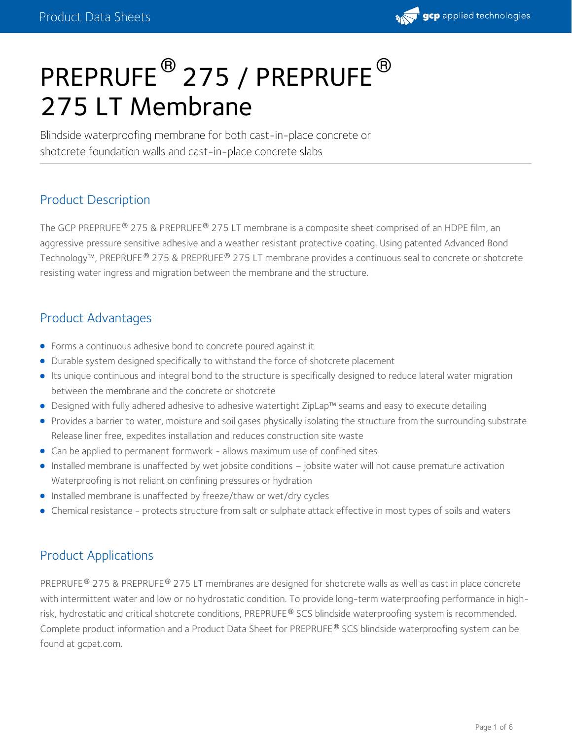// PREPRUFE® 275 / PREPRUFE® 275 LT Membrane

# PREPRUFE® 275 / PREPRUFE® 275 LT Membrane

Blindside waterproofing membrane for both cast-in-place concrete or shotcrete foundation walls and cast-in-place concrete slabs

## Product Description

The GCP PREPRUFE® 275 & PREPRUFE® 275 LT membrane is a composite sheet comprised of an HDPE film, an aggressive pressure sensitive adhesive and a weather resistant protective coating. Using patented Advanced Bond Technology™, PREPRUFE® 275 & PREPRUFE® 275 LT membrane provides a continuous seal to concrete or shotcrete resisting water ingress and migration between the membrane and the structure.

## Product Advantages

- Forms a continuous adhesive bond to concrete poured against it
- Durable system designed specifically to withstand the force of shotcrete placement
- Its unique continuous and integral bond to the structure is specifically designed to reduce lateral water migration between the membrane and the concrete or shotcrete
- Designed with fully adhered adhesive to adhesive watertight ZipLap™ seams and easy to execute detailing
- Provides a barrier to water, moisture and soil gases physically isolating the structure from the surrounding substrate Release liner free, expedites installation and reduces construction site waste
- Can be applied to permanent formwork - allows maximum use of confined sites
- Installed membrane is unaffected by wet jobsite conditions – jobsite water will not cause premature activation Waterproofing is not reliant on confining pressures or hydration
- Installed membrane is unaffected by freeze/thaw or wet/dry cycles
- Chemical resistance - protects structure from salt or sulphate attack effective in most types of soils and waters

## Product Applications

PREPRUFE® 275 & PREPRUFE® 275 LT membranes are designed for shotcrete walls as well as cast in place concrete with intermittent water and low or no hydrostatic condition. To provide long-term waterproofing performance in high-risk, hydrostatic and critical shotcrete conditions, PREPRUFE® SCS blindside waterproofing system is recommended. Complete product information and a Product Data Sheet for PREPRUFE® SCS blindside waterproofing system can be found at gcpat.com.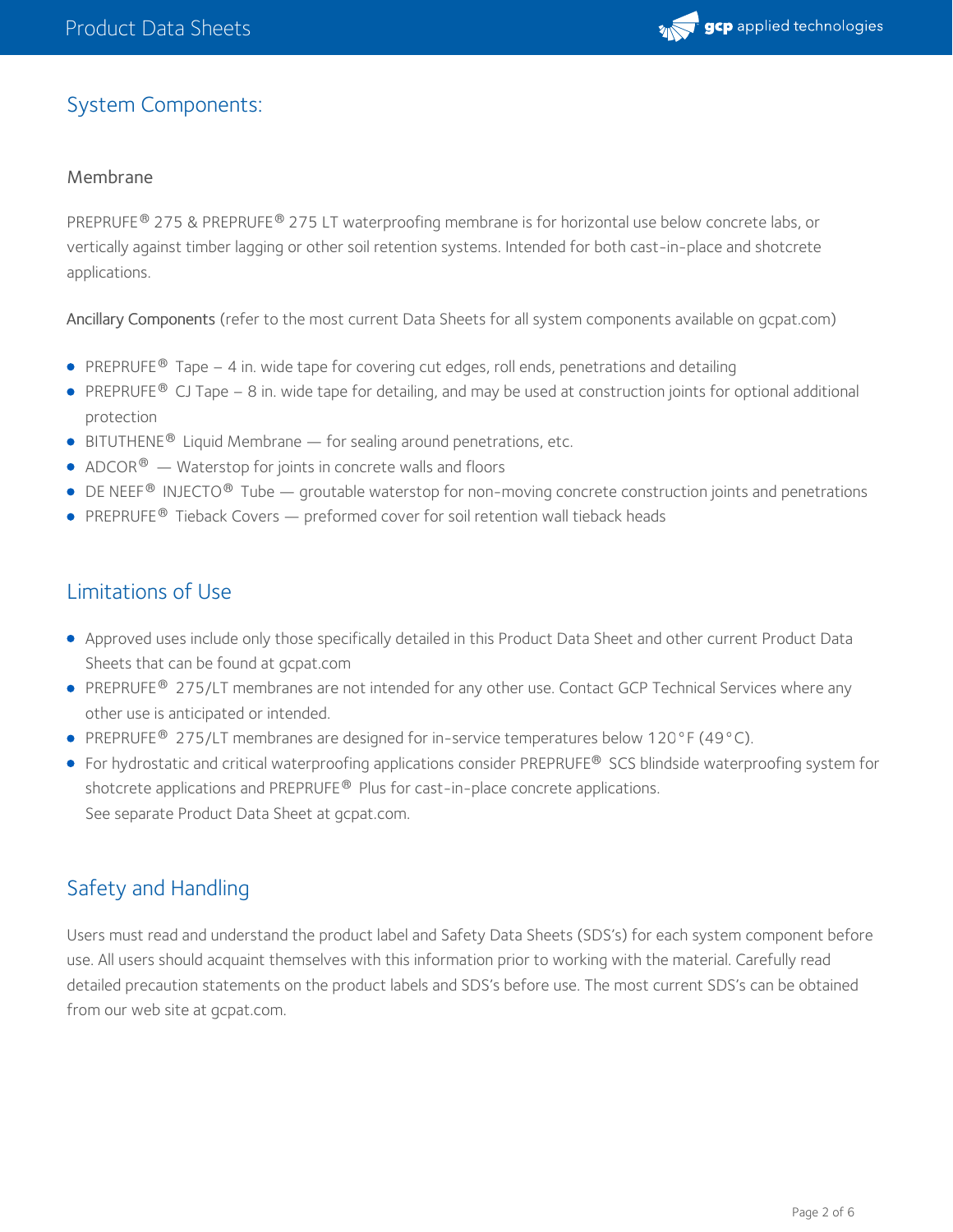## System Components:

### Membrane

PREPRUFE® 275 & PREPRUFE® 275 LT waterproofing membrane is for horizontal use below concrete labs, or vertically against timber lagging or other soil retention systems. Intended for both cast-in-place and shotcrete applications.

Ancillary Components (refer to the most current Data Sheets for all system components available on gcpat.com)

- PREPRUFE® Tape – 4 in. wide tape for covering cut edges, roll ends, penetrations and detailing
- PREPRUFE® CJ Tape – 8 in. wide tape for detailing, and may be used at construction joints for optional additional protection
- BITUTHENE® Liquid Membrane — for sealing around penetrations, etc.
- ADCOR® — Waterstop for joints in concrete walls and floors
- DE NEEF® INJECTO® Tube — groutable waterstop for non-moving concrete construction joints and penetrations
- PREPRUFE® Tieback Covers — preformed cover for soil retention wall tieback heads

## Limitations of Use

- Approved uses include only those specifically detailed in this Product Data Sheet and other current Product Data Sheets that can be found at gcpat.com
- PREPRUFE® 275/LT membranes are not intended for any other use. Contact GCP Technical Services where any other use is anticipated or intended.
- PREPRUFE® 275/LT membranes are designed for in-service temperatures below 120°F (49°C).
- For hydrostatic and critical waterproofing applications consider PREPRUFE® SCS blindside waterproofing system for shotcrete applications and PREPRUFE® Plus for cast-in-place concrete applications.
  See separate Product Data Sheet at gcpat.com.

## Safety and Handling

Users must read and understand the product label and Safety Data Sheets (SDS's) for each system component before use. All users should acquaint themselves with this information prior to working with the material. Carefully read detailed precaution statements on the product labels and SDS's before use. The most current SDS's can be obtained from our web site at gcpat.com.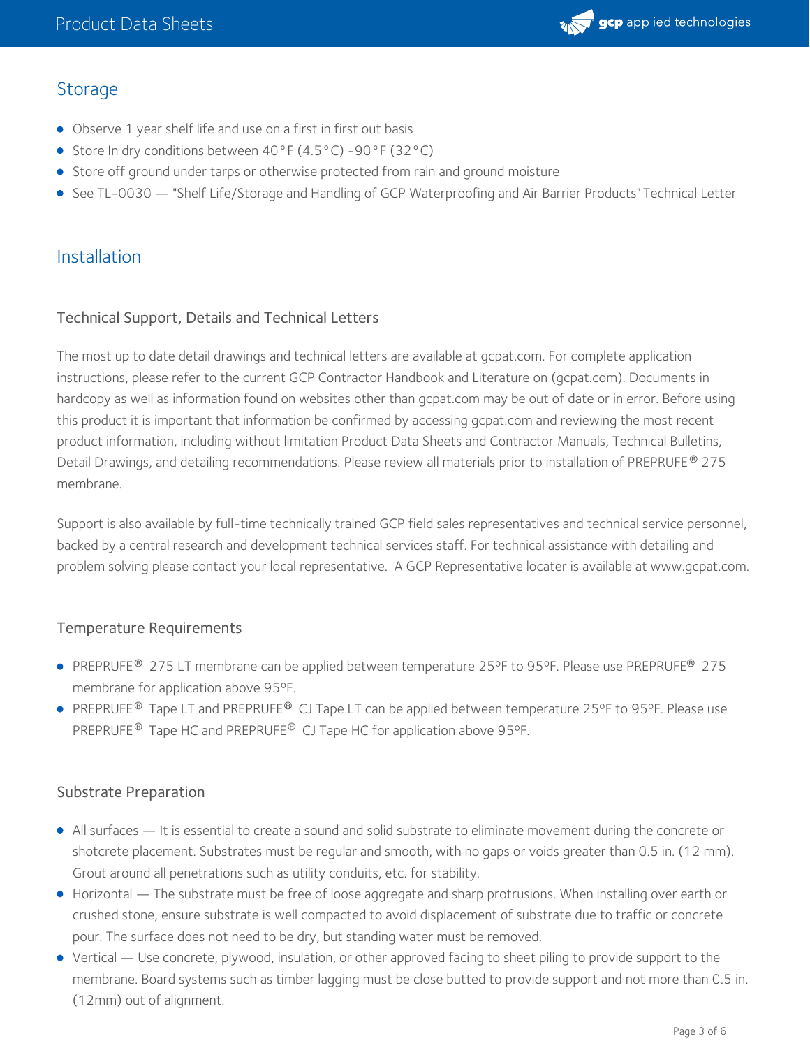## Storage

- Observe 1 year shelf life and use on a first in first out basis
- Store In dry conditions between 40°F (4.5°C) -90°F (32°C)
- Store off ground under tarps or otherwise protected from rain and ground moisture
- See TL-0030 — "Shelf Life/Storage and Handling of GCP Waterproofing and Air Barrier Products" Technical Letter

## Installation

### Technical Support, Details and Technical Letters

The most up to date detail drawings and technical letters are available at gcpat.com. For complete application instructions, please refer to the current GCP Contractor Handbook and Literature on (gcpat.com). Documents in hardcopy as well as information found on websites other than gcpat.com may be out of date or in error. Before using this product it is important that information be confirmed by accessing gcpat.com and reviewing the most recent product information, including without limitation Product Data Sheets and Contractor Manuals, Technical Bulletins, Detail Drawings, and detailing recommendations. Please review all materials prior to installation of PREPRUFE® 275 membrane.

Support is also available by full-time technically trained GCP field sales representatives and technical service personnel, backed by a central research and development technical services staff. For technical assistance with detailing and problem solving please contact your local representative. A GCP Representative locater is available at www.gcpat.com.

### Temperature Requirements

- PREPRUFE® 275 LT membrane can be applied between temperature 25ºF to 95ºF. Please use PREPRUFE® 275 membrane for application above 95ºF.
- PREPRUFE® Tape LT and PREPRUFE® CJ Tape LT can be applied between temperature 25ºF to 95ºF. Please use PREPRUFE® Tape HC and PREPRUFE® CJ Tape HC for application above 95ºF.

### Substrate Preparation

- All surfaces — It is essential to create a sound and solid substrate to eliminate movement during the concrete or shotcrete placement. Substrates must be regular and smooth, with no gaps or voids greater than 0.5 in. (12 mm). Grout around all penetrations such as utility conduits, etc. for stability.
- Horizontal — The substrate must be free of loose aggregate and sharp protrusions. When installing over earth or crushed stone, ensure substrate is well compacted to avoid displacement of substrate due to traffic or concrete pour. The surface does not need to be dry, but standing water must be removed.
- Vertical — Use concrete, plywood, insulation, or other approved facing to sheet piling to provide support to the membrane. Board systems such as timber lagging must be close butted to provide support and not more than 0.5 in. (12mm) out of alignment.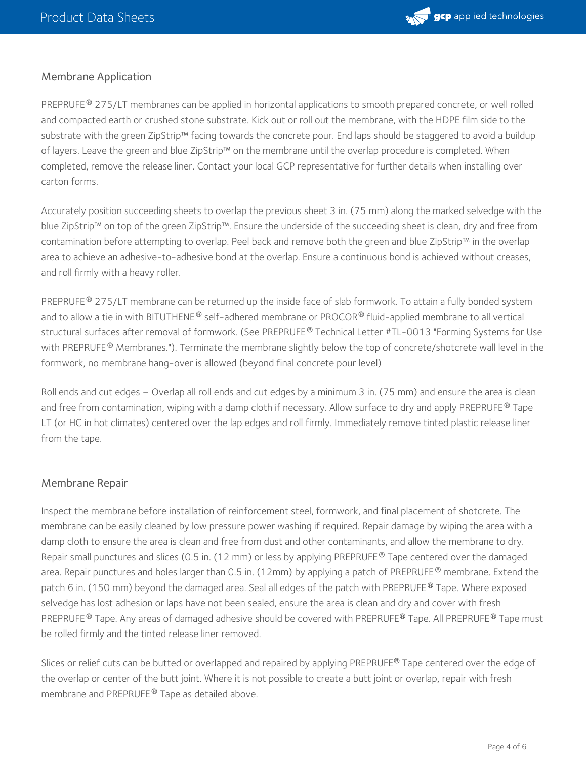## Membrane Application

PREPRUFE® 275/LT membranes can be applied in horizontal applications to smooth prepared concrete, or well rolled and compacted earth or crushed stone substrate. Kick out or roll out the membrane, with the HDPE film side to the substrate with the green ZipStrip™ facing towards the concrete pour. End laps should be staggered to avoid a buildup of layers. Leave the green and blue ZipStrip™ on the membrane until the overlap procedure is completed. When completed, remove the release liner. Contact your local GCP representative for further details when installing over carton forms.

Accurately position succeeding sheets to overlap the previous sheet 3 in. (75 mm) along the marked selvedge with the blue ZipStrip™ on top of the green ZipStrip™. Ensure the underside of the succeeding sheet is clean, dry and free from contamination before attempting to overlap. Peel back and remove both the green and blue ZipStrip™ in the overlap area to achieve an adhesive-to-adhesive bond at the overlap. Ensure a continuous bond is achieved without creases, and roll firmly with a heavy roller.

PREPRUFE® 275/LT membrane can be returned up the inside face of slab formwork. To attain a fully bonded system and to allow a tie in with BITUTHENE® self-adhered membrane or PROCOR® fluid-applied membrane to all vertical structural surfaces after removal of formwork. (See PREPRUFE® Technical Letter #TL-0013 "Forming Systems for Use with PREPRUFE® Membranes."). Terminate the membrane slightly below the top of concrete/shotcrete wall level in the formwork, no membrane hang-over is allowed (beyond final concrete pour level)

Roll ends and cut edges – Overlap all roll ends and cut edges by a minimum 3 in. (75 mm) and ensure the area is clean and free from contamination, wiping with a damp cloth if necessary. Allow surface to dry and apply PREPRUFE® Tape LT (or HC in hot climates) centered over the lap edges and roll firmly. Immediately remove tinted plastic release liner from the tape.

## Membrane Repair

Inspect the membrane before installation of reinforcement steel, formwork, and final placement of shotcrete. The membrane can be easily cleaned by low pressure power washing if required. Repair damage by wiping the area with a damp cloth to ensure the area is clean and free from dust and other contaminants, and allow the membrane to dry. Repair small punctures and slices (0.5 in. (12 mm) or less by applying PREPRUFE® Tape centered over the damaged area. Repair punctures and holes larger than 0.5 in. (12mm) by applying a patch of PREPRUFE® membrane. Extend the patch 6 in. (150 mm) beyond the damaged area. Seal all edges of the patch with PREPRUFE® Tape. Where exposed selvedge has lost adhesion or laps have not been sealed, ensure the area is clean and dry and cover with fresh PREPRUFE® Tape. Any areas of damaged adhesive should be covered with PREPRUFE® Tape. All PREPRUFE® Tape must be rolled firmly and the tinted release liner removed.

Slices or relief cuts can be butted or overlapped and repaired by applying PREPRUFE® Tape centered over the edge of the overlap or center of the butt joint. Where it is not possible to create a butt joint or overlap, repair with fresh membrane and PREPRUFE® Tape as detailed above.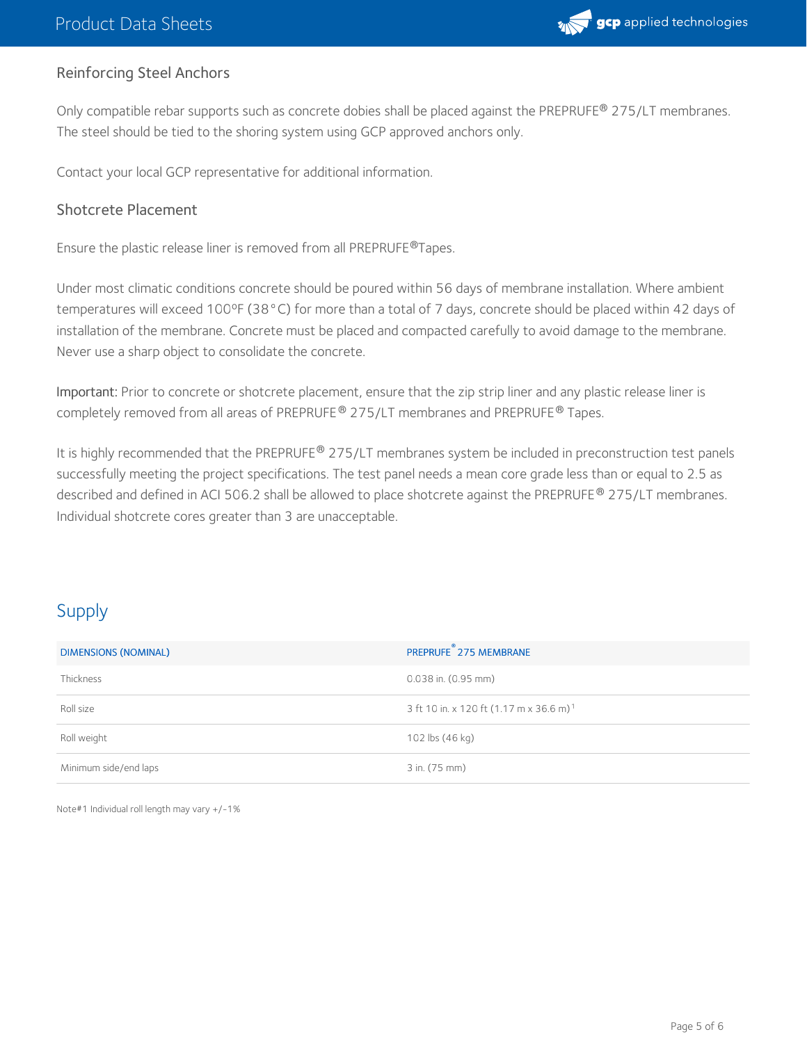### Reinforcing Steel Anchors

Only compatible rebar supports such as concrete dobies shall be placed against the PREPRUFE® 275/LT membranes. The steel should be tied to the shoring system using GCP approved anchors only.

Contact your local GCP representative for additional information.

### Shotcrete Placement

Ensure the plastic release liner is removed from all PREPRUFE®Tapes.

Under most climatic conditions concrete should be poured within 56 days of membrane installation. Where ambient temperatures will exceed 100ºF (38°C) for more than a total of 7 days, concrete should be placed within 42 days of installation of the membrane. Concrete must be placed and compacted carefully to avoid damage to the membrane. Never use a sharp object to consolidate the concrete.

**Important:** Prior to concrete or shotcrete placement, ensure that the zip strip liner and any plastic release liner is completely removed from all areas of PREPRUFE® 275/LT membranes and PREPRUFE® Tapes.

It is highly recommended that the PREPRUFE® 275/LT membranes system be included in preconstruction test panels successfully meeting the project specifications. The test panel needs a mean core grade less than or equal to 2.5 as described and defined in ACI 506.2 shall be allowed to place shotcrete against the PREPRUFE® 275/LT membranes. Individual shotcrete cores greater than 3 are unacceptable.

## Supply

| DIMENSIONS (NOMINAL) | PREPRUFE® 275 MEMBRANE |
|---|---|
| Thickness | 0.038 in. (0.95 mm) |
| Roll size | 3 ft 10 in. x 120 ft (1.17 m x 36.6 m)[1] |
| Roll weight | 102 lbs (46 kg) |
| Minimum side/end laps | 3 in. (75 mm) |

Note#1 Individual roll length may vary +/-1%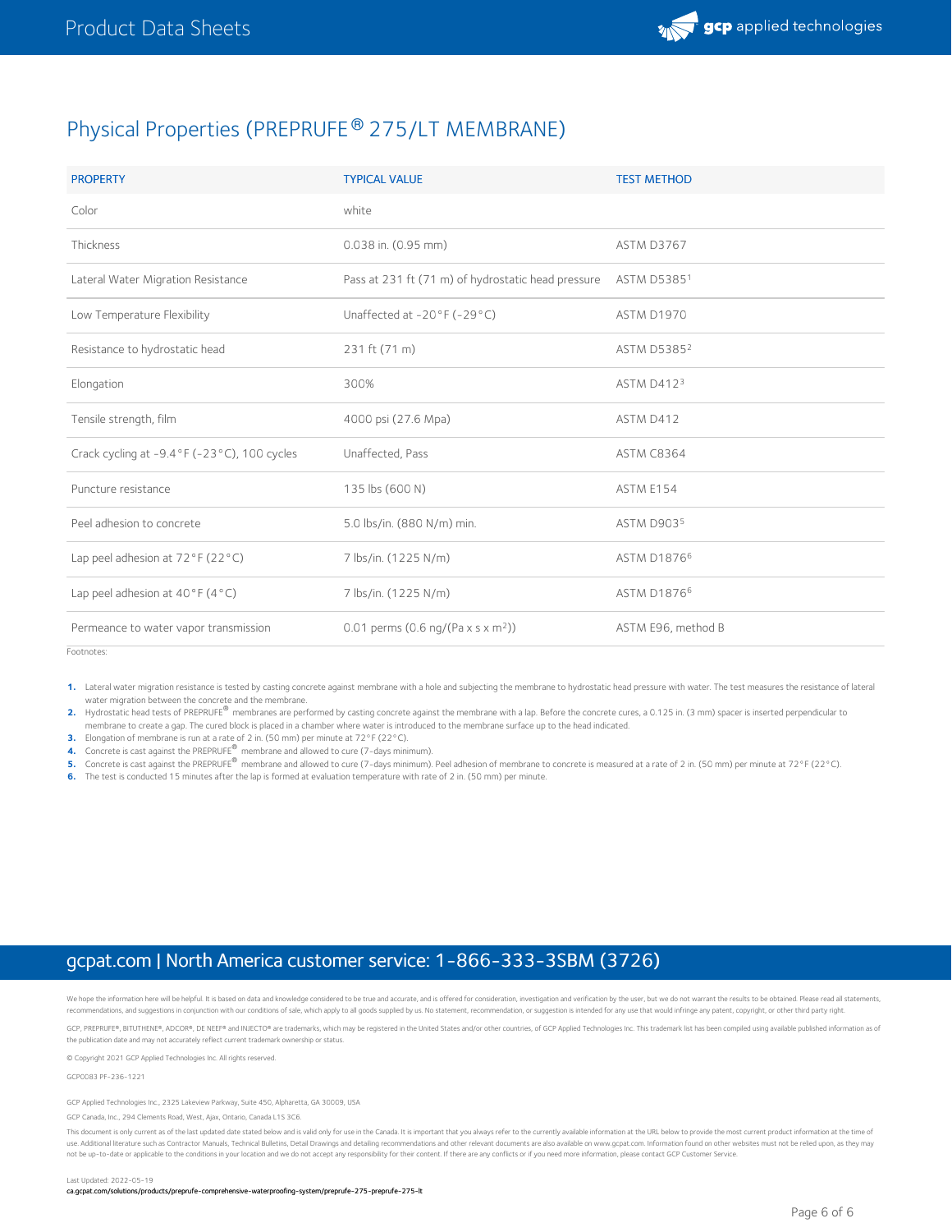## Physical Properties (PREPRUFE® 275/LT MEMBRANE)

| PROPERTY | TYPICAL VALUE | TEST METHOD |
|---|---|---|
| Color | white | |
| Thickness | 0.038 in. (0.95 mm) | ASTM D3767 |
| Lateral Water Migration Resistance | Pass at 231 ft (71 m) of hydrostatic head pressure | ASTM D5385[1] |
| Low Temperature Flexibility | Unaffected at -20°F (-29°C) | ASTM D1970 |
| Resistance to hydrostatic head | 231 ft (71 m) | ASTM D5385[2] |
| Elongation | 300% | ASTM D412[3] |
| Tensile strength, film | 4000 psi (27.6 Mpa) | ASTM D412 |
| Crack cycling at -9.4°F (-23°C), 100 cycles | Unaffected, Pass | ASTM C8364 |
| Puncture resistance | 135 lbs (600 N) | ASTM E154 |
| Peel adhesion to concrete | 5.0 lbs/in. (880 N/m) min. | ASTM D903[5] |
| Lap peel adhesion at 72°F (22°C) | 7 lbs/in. (1225 N/m) | ASTM D1876[6] |
| Lap peel adhesion at 40°F (4°C) | 7 lbs/in. (1225 N/m) | ASTM D1876[6] |
| Permeance to water vapor transmission | 0.01 perms (0.6 ng/(Pa x s x $m^2$)) | ASTM E96, method B |

Footnotes:

1. Lateral water migration resistance is tested by casting concrete against membrane with a hole and subjecting the membrane to hydrostatic head pressure with water. The test measures the resistance of lateral water migration between the concrete and the membrane.
2. Hydrostatic head tests of PREPRUFE® membranes are performed by casting concrete against the membrane with a lap. Before the concrete cures, a 0.125 in. (3 mm) spacer is inserted perpendicular to membrane to create a gap. The cured block is placed in a chamber where water is introduced to the membrane surface up to the head indicated.
3. Elongation of membrane is run at a rate of 2 in. (50 mm) per minute at 72°F (22°C).
4. Concrete is cast against the PREPRUFE® membrane and allowed to cure (7-days minimum).
5. Concrete is cast against the PREPRUFE® membrane and allowed to cure (7-days minimum). Peel adhesion of membrane to concrete is measured at a rate of 2 in. (50 mm) per minute at 72°F (22°C).
6. The test is conducted 15 minutes after the lap is formed at evaluation temperature with rate of 2 in. (50 mm) per minute.

## gcpat.com | North America customer service: 1-866-333-3SBM (3726)

We hope the information here will be helpful. It is based on data and knowledge considered to be true and accurate, and is offered for consideration, investigation and verification by the user, but we do not warrant the results to be obtained. Please read all statements, recommendations, and suggestions in conjunction with our conditions of sale, which apply to all goods supplied by us. No statement, recommendation, or suggestion is intended for any use that would infringe any patent, copyright, or other third party right.

GCP, PREPRUFE®, BITUTHENE®, ADCOR®, DE NEEF® and INJECTO® are trademarks, which may be registered in the United States and/or other countries, of GCP Applied Technologies Inc. This trademark list has been compiled using available published information as of the publication date and may not accurately reflect current trademark ownership or status.

© Copyright 2021 GCP Applied Technologies Inc. All rights reserved.

GCP0083 PF-236-1221

GCP Applied Technologies Inc., 2325 Lakeview Parkway, Suite 450, Alpharetta, GA 30009, USA

GCP Canada, Inc., 294 Clements Road, West, Ajax, Ontario, Canada L1S 3C6.

This document is only current as of the last updated date stated below and is valid only for use in the Canada. It is important that you always refer to the currently available information at the URL below to provide the most current product information at the time of use. Additional literature such as Contractor Manuals, Technical Bulletins, Detail Drawings and detailing recommendations and other relevant documents are also available on www.gcpat.com. Information found on other websites must not be relied upon, as they may not be up-to-date or applicable to the conditions in your location and we do not accept any responsibility for their content. If there are any conflicts or if you need more information, please contact GCP Customer Service.

Last Updated: 2022-05-19
ca.gcpat.com/solutions/products/preprufe-comprehensive-waterproofing-system/preprufe-275-preprufe-275-lt